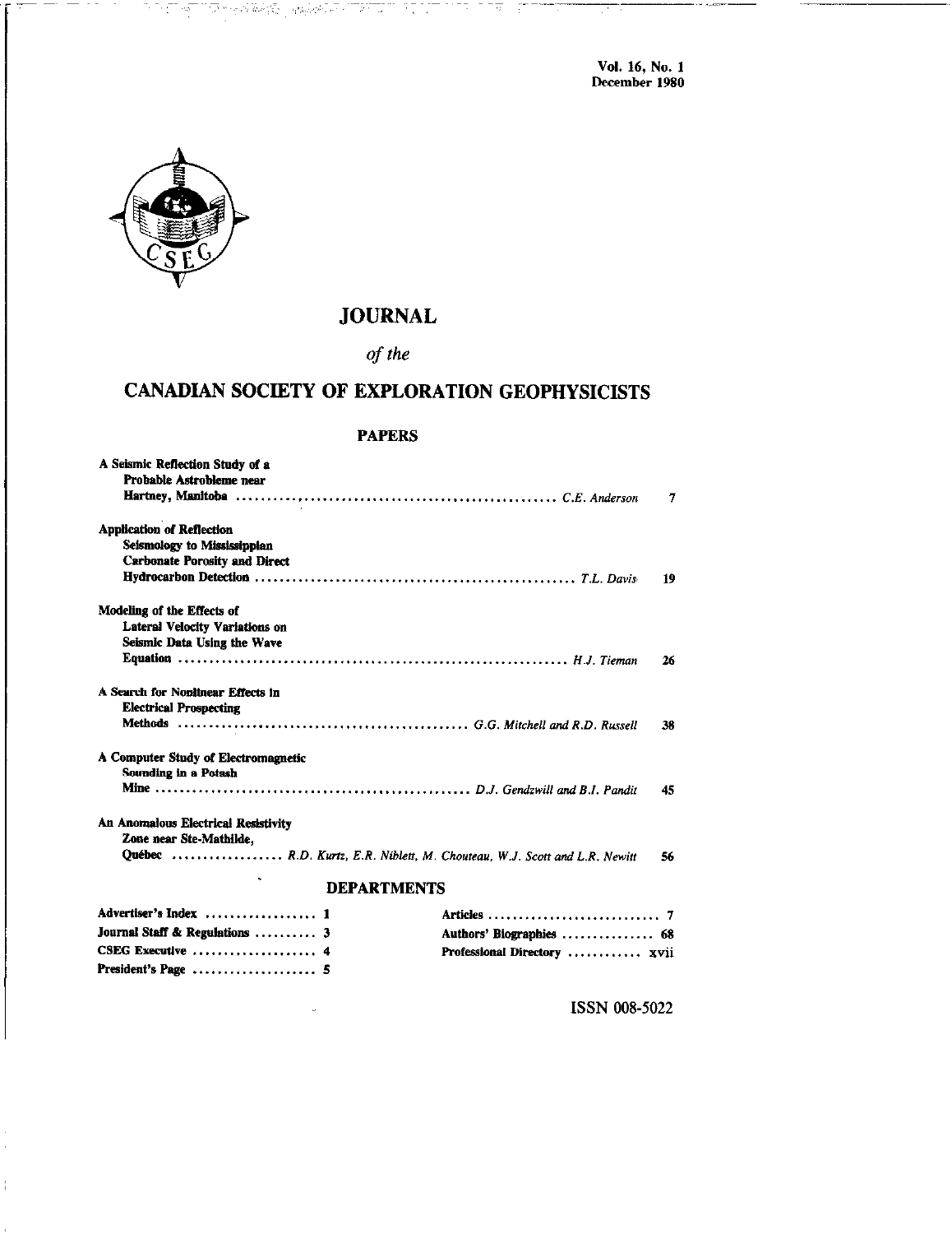Vol. 16, No. 1
December 1980

# JOURNAL

*of the*

# CANADIAN SOCIETY OF EXPLORATION GEOPHYSICISTS

## PAPERS

**A Seismic Reflection Study of a Probable Astrobleme near Hartney, Manitoba** ............ *C.E. Anderson* 7

**Application of Reflection Seismology to Mississippian Carbonate Porosity and Direct Hydrocarbon Detection** ............ *T.L. Davis* 19

**Modeling of the Effects of Lateral Velocity Variations on Seismic Data Using the Wave Equation** ............ *H.J. Tieman* 26

**A Search for Nonlinear Effects in Electrical Prospecting Methods** ............ *G.G. Mitchell and R.D. Russell* 38

**A Computer Study of Electromagnetic Sounding in a Potash Mine** ............ *D.J. Gendzwill and B.I. Pandit* 45

**An Anomalous Electrical Resistivity Zone near Ste-Mathilde, Québec** ............ *R.D. Kurtz, E.R. Niblett, M. Chouteau, W.J. Scott and L.R. Newitt* 56

## DEPARTMENTS

**Advertiser's Index** ............ 1
**Journal Staff & Regulations** ............ 3
**CSEG Executive** ............ 4
**President's Page** ............ 5
**Articles** ............ 7
**Authors' Biographies** ............ 68
**Professional Directory** ............ xvii

ISSN 008-5022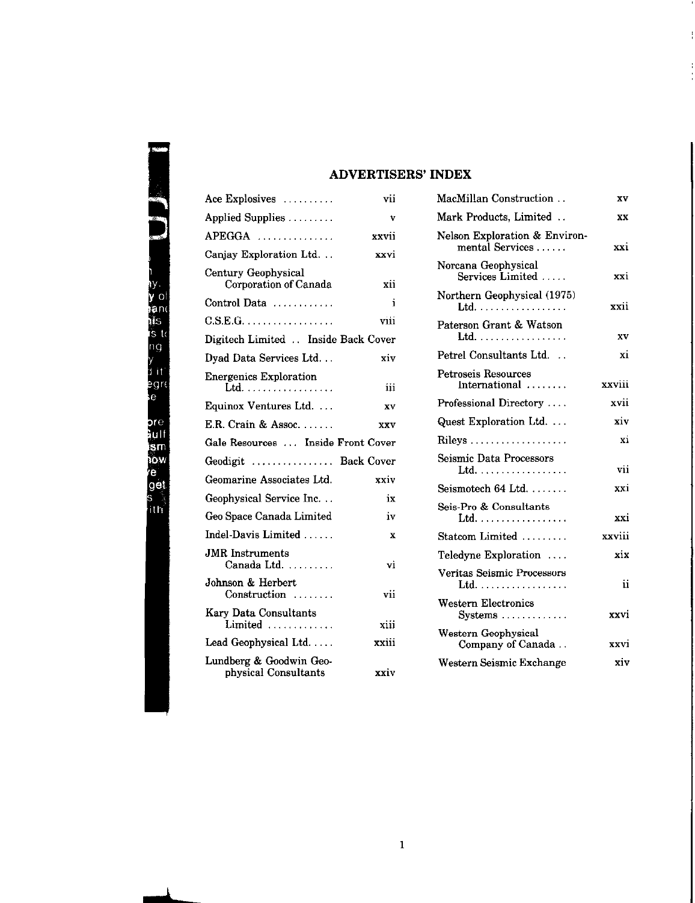## ADVERTISERS' INDEX

| Advertiser | Page |
|---|---|
| Ace Explosives | vii |
| Applied Supplies | v |
| APEGGA | xxvii |
| Canjay Exploration Ltd. | xxvi |
| Century Geophysical Corporation of Canada | xii |
| Control Data | i |
| C.S.E.G. | viii |
| Digitech Limited | Inside Back Cover |
| Dyad Data Services Ltd. | xiv |
| Energenics Exploration Ltd. | iii |
| Equinox Ventures Ltd. | xv |
| E.R. Crain & Assoc. | xxv |
| Gale Resources | Inside Front Cover |
| Geodigit | Back Cover |
| Geomarine Associates Ltd. | xxiv |
| Geophysical Service Inc. | ix |
| Geo Space Canada Limited | iv |
| Indel-Davis Limited | x |
| JMR Instruments Canada Ltd. | vi |
| Johnson & Herbert Construction | vii |
| Kary Data Consultants Limited | xiii |
| Lead Geophysical Ltd. | xxiii |
| Lundberg & Goodwin Geophysical Consultants | xxiv |
| MacMillan Construction | xv |
| Mark Products, Limited | xx |
| Nelson Exploration & Environmental Services | xxi |
| Norcana Geophysical Services Limited | xxi |
| Northern Geophysical (1975) Ltd. | xxii |
| Paterson Grant & Watson Ltd. | xv |
| Petrel Consultants Ltd. | xi |
| Petroseis Resources International | xxviii |
| Professional Directory | xvii |
| Quest Exploration Ltd. | xiv |
| Rileys | xi |
| Seismic Data Processors Ltd. | vii |
| Seismotech 64 Ltd. | xxi |
| Seis-Pro & Consultants Ltd. | xxi |
| Statcom Limited | xxviii |
| Teledyne Exploration | xix |
| Veritas Seismic Processors Ltd. | ii |
| Western Electronics Systems | xxvi |
| Western Geophysical Company of Canada | xxvi |
| Western Seismic Exchange | xiv |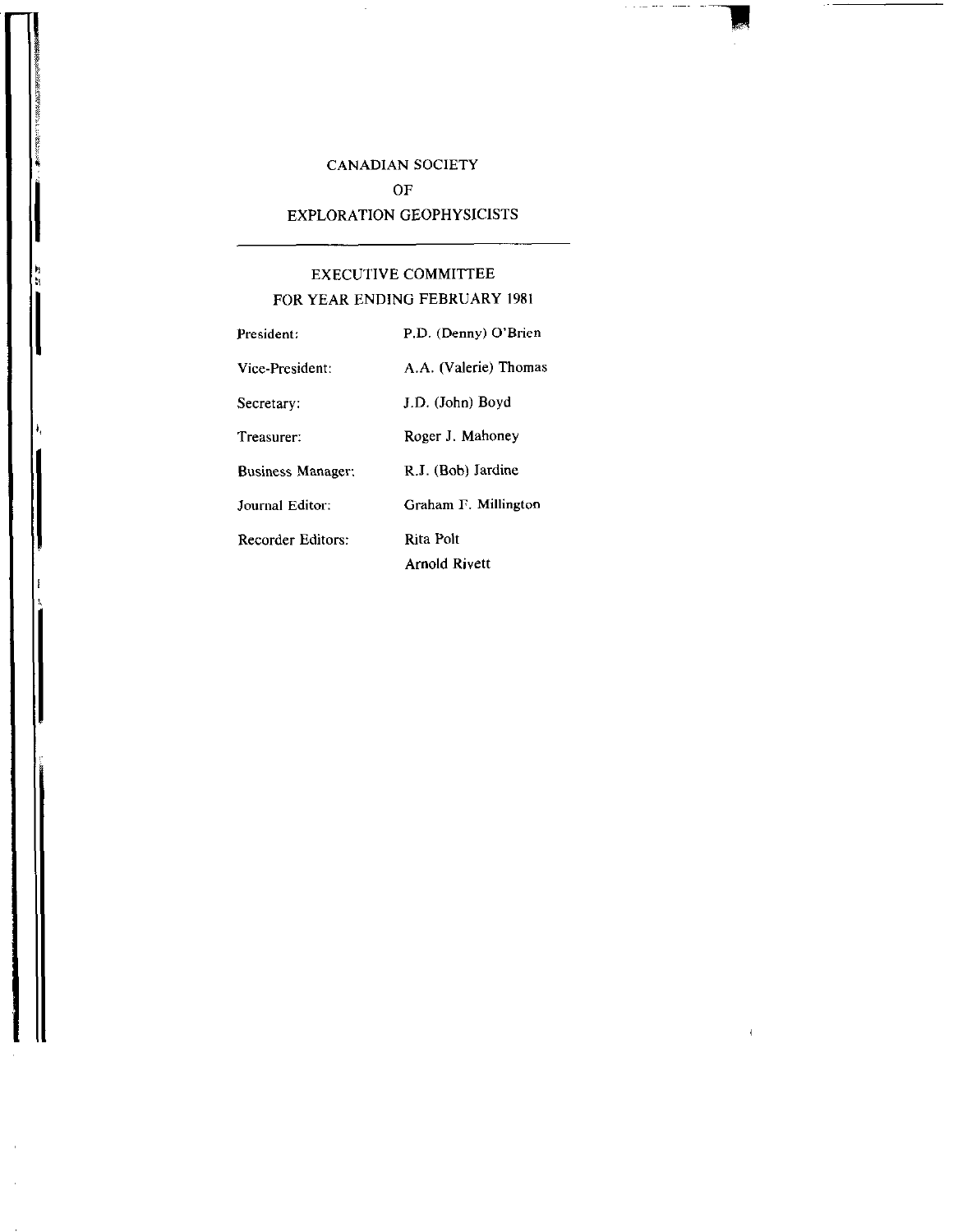# CANADIAN SOCIETY
# OF
# EXPLORATION GEOPHYSICISTS

---

## EXECUTIVE COMMITTEE
## FOR YEAR ENDING FEBRUARY 1981

| | |
|---|---|
| President: | P.D. (Denny) O'Brien |
| Vice-President: | A.A. (Valerie) Thomas |
| Secretary: | J.D. (John) Boyd |
| Treasurer: | Roger J. Mahoney |
| Business Manager: | R.J. (Bob) Jardine |
| Journal Editor: | Graham F. Millington |
| Recorder Editors: | Rita Polt |
| | Arnold Rivett |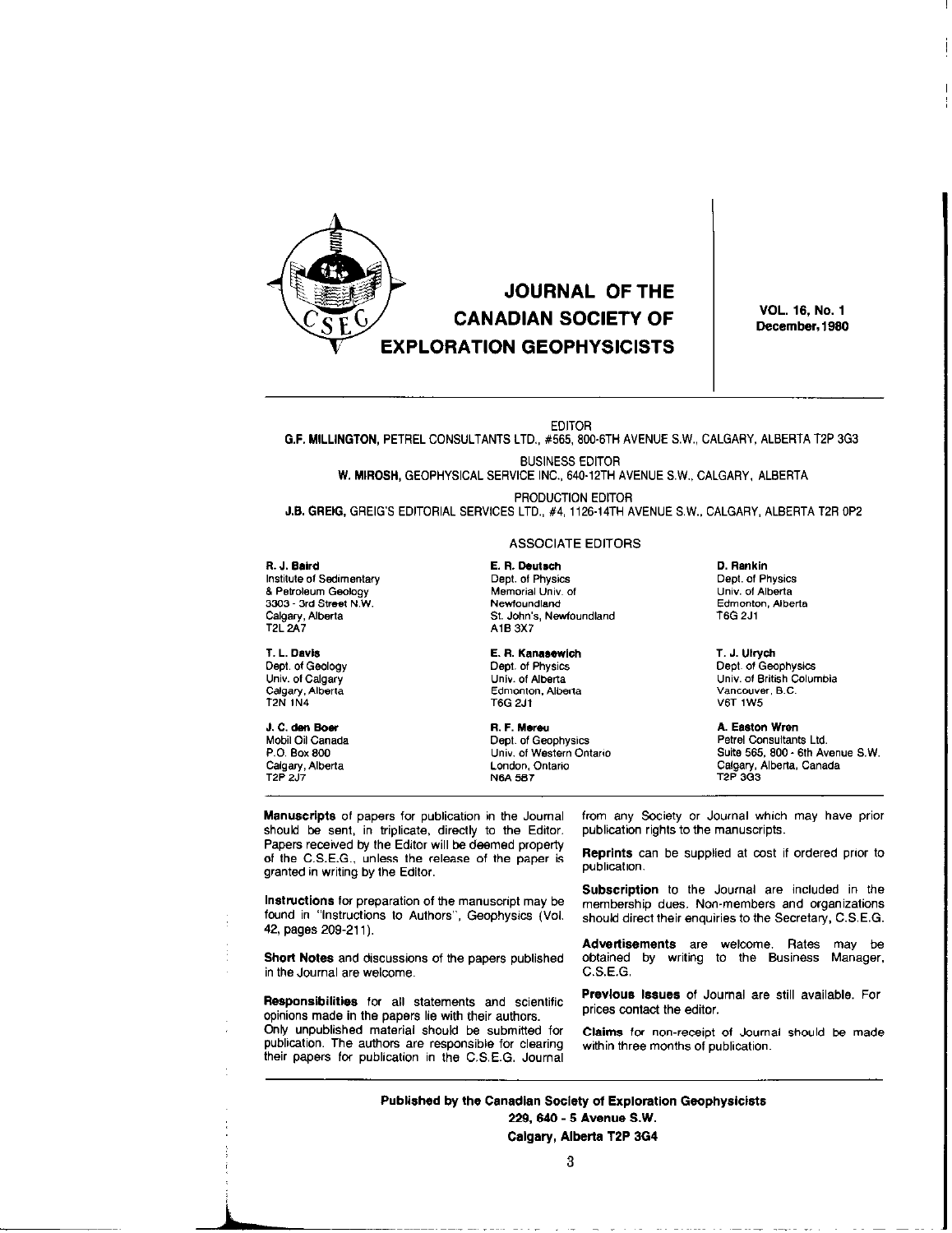# JOURNAL OF THE CANADIAN SOCIETY OF EXPLORATION GEOPHYSICISTS

**VOL. 16, No. 1**
**December, 1980**

EDITOR
**G.F. MILLINGTON**, PETREL CONSULTANTS LTD., #565, 800-6TH AVENUE S.W., CALGARY, ALBERTA T2P 3G3

BUSINESS EDITOR
**W. MIROSH**, GEOPHYSICAL SERVICE INC., 640-12TH AVENUE S.W., CALGARY, ALBERTA

PRODUCTION EDITOR
**J.B. GREIG**, GREIG'S EDITORIAL SERVICES LTD., #4, 1126-14TH AVENUE S.W., CALGARY, ALBERTA T2R 0P2

## ASSOCIATE EDITORS

**R. J. Baird**
Institute of Sedimentary & Petroleum Geology
3303 - 3rd Street N.W.
Calgary, Alberta
T2L 2A7

**T. L. Davis**
Dept. of Geology
Univ. of Calgary
Calgary, Alberta
T2N 1N4

**J. C. den Boer**
Mobil Oil Canada
P.O. Box 800
Calgary, Alberta
T2P 2J7

**E. R. Deutsch**
Dept. of Physics
Memorial Univ. of Newfoundland
St. John's, Newfoundland
A1B 3X7

**E. R. Kanasewich**
Dept. of Physics
Univ. of Alberta
Edmonton, Alberta
T6G 2J1

**R. F. Mereu**
Dept. of Geophysics
Univ. of Western Ontario
London, Ontario
N6A 5B7

**D. Rankin**
Dept. of Physics
Univ. of Alberta
Edmonton, Alberta
T6G 2J1

**T. J. Ulrych**
Dept. of Geophysics
Univ. of British Columbia
Vancouver, B.C.
V6T 1W5

**A. Easton Wren**
Petrel Consultants Ltd.
Suite 565, 800 - 6th Avenue S.W.
Calgary, Alberta, Canada
T2P 3G3

**Manuscripts** of papers for publication in the Journal should be sent, in triplicate, directly to the Editor. Papers received by the Editor will be deemed property of the C.S.E.G., unless the release of the paper is granted in writing by the Editor.

**Instructions** for preparation of the manuscript may be found in "Instructions to Authors", Geophysics (Vol. 42, pages 209-211).

**Short Notes** and discussions of the papers published in the Journal are welcome.

**Responsibilities** for all statements and scientific opinions made in the papers lie with their authors. Only unpublished material should be submitted for publication. The authors are responsible for clearing their papers for publication in the C.S.E.G. Journal from any Society or Journal which may have prior publication rights to the manuscripts.

**Reprints** can be supplied at cost if ordered prior to publication.

**Subscription** to the Journal are included in the membership dues. Non-members and organizations should direct their enquiries to the Secretary, C.S.E.G.

**Advertisements** are welcome. Rates may be obtained by writing to the Business Manager, C.S.E.G.

**Previous Issues** of Journal are still available. For prices contact the editor.

**Claims** for non-receipt of Journal should be made within three months of publication.

**Published by the Canadian Society of Exploration Geophysicists**
**229, 640 - 5 Avenue S.W.**
**Calgary, Alberta T2P 3G4**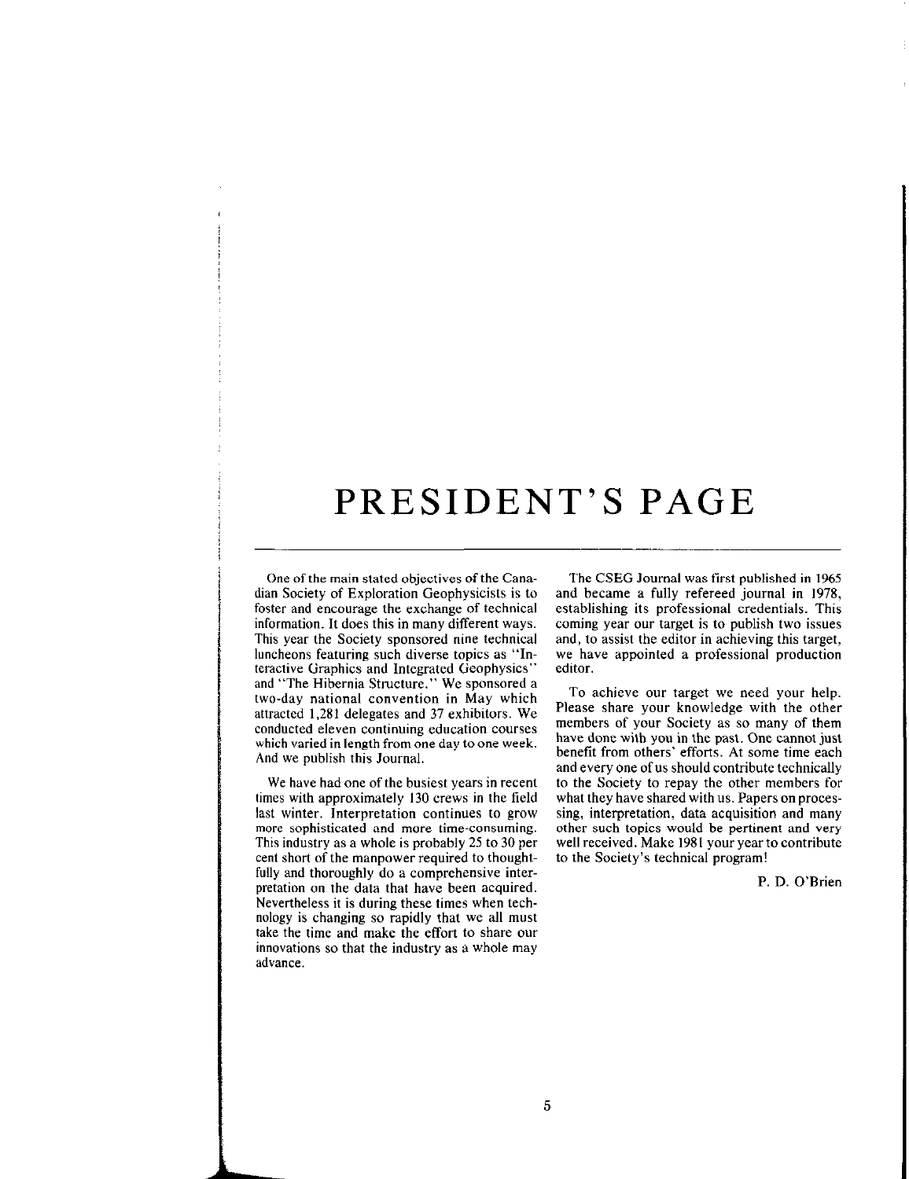# PRESIDENT'S PAGE

One of the main stated objectives of the Canadian Society of Exploration Geophysicists is to foster and encourage the exchange of technical information. It does this in many different ways. This year the Society sponsored nine technical luncheons featuring such diverse topics as "Interactive Graphics and Integrated Geophysics" and "The Hibernia Structure." We sponsored a two-day national convention in May which attracted 1,281 delegates and 37 exhibitors. We conducted eleven continuing education courses which varied in length from one day to one week. And we publish this Journal.

We have had one of the busiest years in recent times with approximately 130 crews in the field last winter. Interpretation continues to grow more sophisticated and more time-consuming. This industry as a whole is probably 25 to 30 per cent short of the manpower required to thoughtfully and thoroughly do a comprehensive interpretation on the data that have been acquired. Nevertheless it is during these times when technology is changing so rapidly that we all must take the time and make the effort to share our innovations so that the industry as a whole may advance.

The CSEG Journal was first published in 1965 and became a fully refereed journal in 1978, establishing its professional credentials. This coming year our target is to publish two issues and, to assist the editor in achieving this target, we have appointed a professional production editor.

To achieve our target we need your help. Please share your knowledge with the other members of your Society as so many of them have done with you in the past. One cannot just benefit from others' efforts. At some time each and every one of us should contribute technically to the Society to repay the other members for what they have shared with us. Papers on processing, interpretation, data acquisition and many other such topics would be pertinent and very well received. Make 1981 your year to contribute to the Society's technical program!

P. D. O'Brien